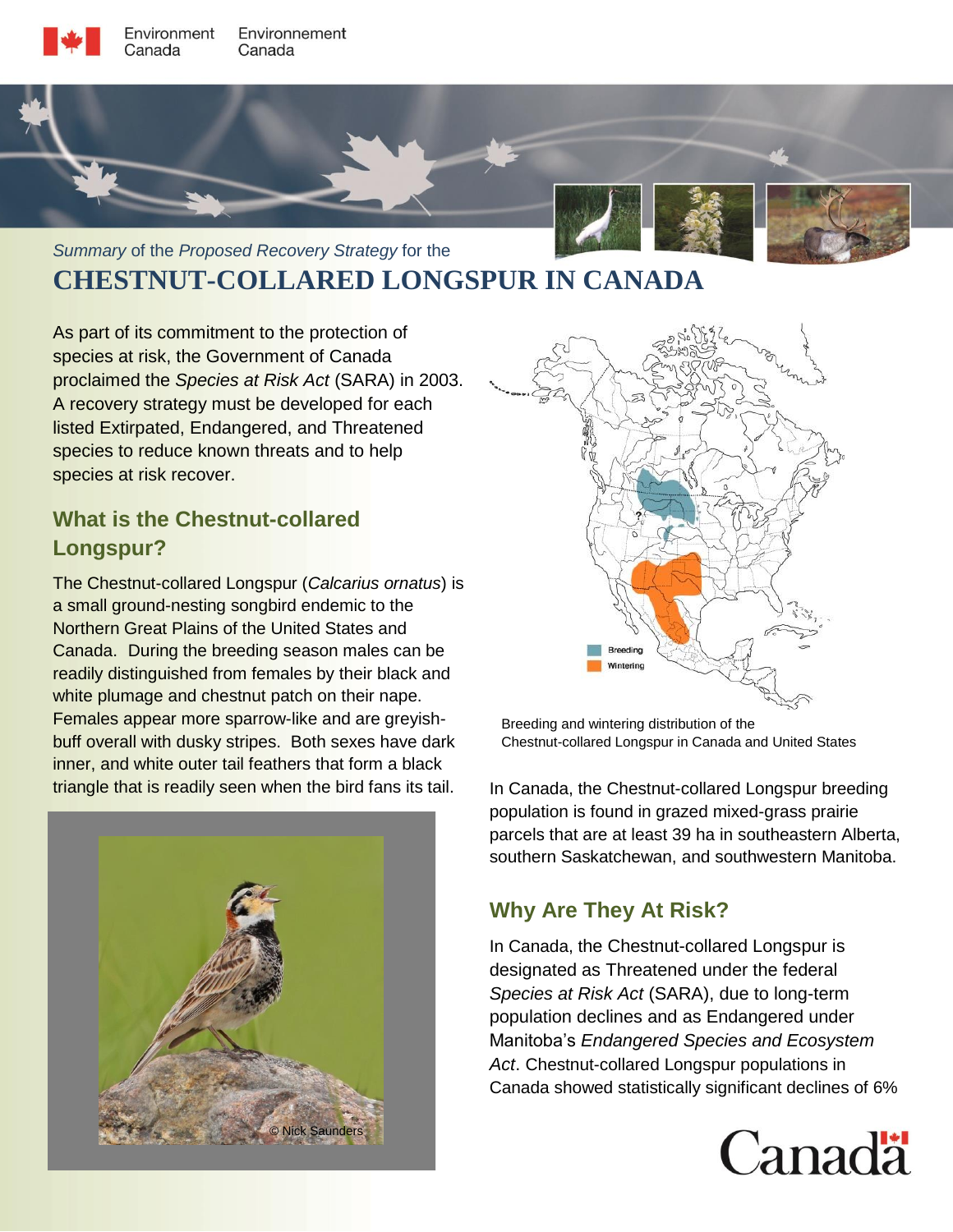*Summary* of the *Proposed Recovery Strategy* for the

# CHESTNUT-COLLARED LONGSPUR IN CANADA

As part of its commitment to the protection of species at risk, the Government of Canada proclaimed the *Species at Risk Act* (SARA) in 2003. A recovery strategy must be developed for each listed Extirpated, Endangered, and Threatened species to reduce known threats and to help species at risk recover.

## What is the Chestnut-collared Longspur?

The Chestnut-collared Longspur (*Calcarius ornatus*) is a small ground-nesting songbird endemic to the Northern Great Plains of the United States and Canada. During the breeding season males can be readily distinguished from females by their black and white plumage and chestnut patch on their nape. Females appear more sparrow-like and are greyish-buff overall with dusky stripes. Both sexes have dark inner, and white outer tail feathers that form a black triangle that is readily seen when the bird fans its tail.

© Nick Saunders

Breeding and wintering distribution of the Chestnut-collared Longspur in Canada and United States

In Canada, the Chestnut-collared Longspur breeding population is found in grazed mixed-grass prairie parcels that are at least 39 ha in southeastern Alberta, southern Saskatchewan, and southwestern Manitoba.

## Why Are They At Risk?

In Canada, the Chestnut-collared Longspur is designated as Threatened under the federal *Species at Risk Act* (SARA), due to long-term population declines and as Endangered under Manitoba's *Endangered Species and Ecosystem Act*. Chestnut-collared Longspur populations in Canada showed statistically significant declines of 6%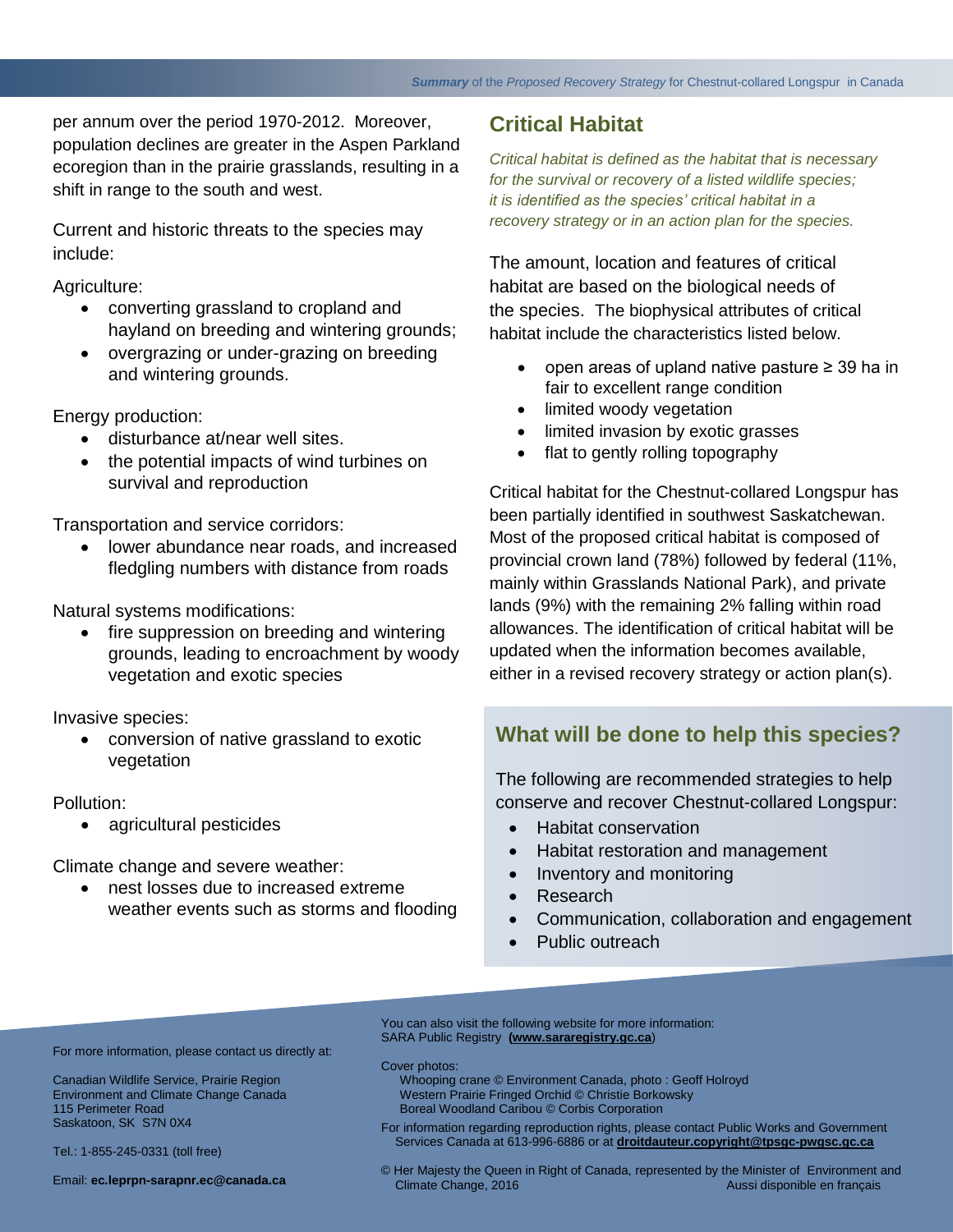per annum over the period 1970-2012. Moreover, population declines are greater in the Aspen Parkland ecoregion than in the prairie grasslands, resulting in a shift in range to the south and west.

Current and historic threats to the species may include:

Agriculture:

- converting grassland to cropland and hayland on breeding and wintering grounds;
- overgrazing or under-grazing on breeding and wintering grounds.

Energy production:

- disturbance at/near well sites.
- the potential impacts of wind turbines on survival and reproduction

Transportation and service corridors:

- lower abundance near roads, and increased fledgling numbers with distance from roads

Natural systems modifications:

- fire suppression on breeding and wintering grounds, leading to encroachment by woody vegetation and exotic species

Invasive species:

- conversion of native grassland to exotic vegetation

Pollution:

- agricultural pesticides

Climate change and severe weather:

- nest losses due to increased extreme weather events such as storms and flooding

## Critical Habitat

*Critical habitat is defined as the habitat that is necessary for the survival or recovery of a listed wildlife species; it is identified as the species' critical habitat in a recovery strategy or in an action plan for the species.*

The amount, location and features of critical habitat are based on the biological needs of the species. The biophysical attributes of critical habitat include the characteristics listed below.

- open areas of upland native pasture ≥ 39 ha in fair to excellent range condition
- limited woody vegetation
- limited invasion by exotic grasses
- flat to gently rolling topography

Critical habitat for the Chestnut-collared Longspur has been partially identified in southwest Saskatchewan. Most of the proposed critical habitat is composed of provincial crown land (78%) followed by federal (11%, mainly within Grasslands National Park), and private lands (9%) with the remaining 2% falling within road allowances. The identification of critical habitat will be updated when the information becomes available, either in a revised recovery strategy or action plan(s).

## What will be done to help this species?

The following are recommended strategies to help conserve and recover Chestnut-collared Longspur:

- Habitat conservation
- Habitat restoration and management
- Inventory and monitoring
- Research
- Communication, collaboration and engagement
- Public outreach

For more information, please contact us directly at:

Canadian Wildlife Service, Prairie Region
Environment and Climate Change Canada
115 Perimeter Road
Saskatoon, SK S7N 0X4

Tel.: 1-855-245-0331 (toll free)

Email: **ec.leprpn-sarapnr.ec@canada.ca**

You can also visit the following website for more information:
SARA Public Registry (**www.sararegistry.gc.ca**)

Cover photos:
Whooping crane © Environment Canada, photo : Geoff Holroyd
Western Prairie Fringed Orchid © Christie Borkowsky
Boreal Woodland Caribou © Corbis Corporation

For information regarding reproduction rights, please contact Public Works and Government Services Canada at 613-996-6886 or at **droitdauteur.copyright@tpsgc-pwgsc.gc.ca**

© Her Majesty the Queen in Right of Canada, represented by the Minister of Environment and Climate Change, 2016

Aussi disponible en français